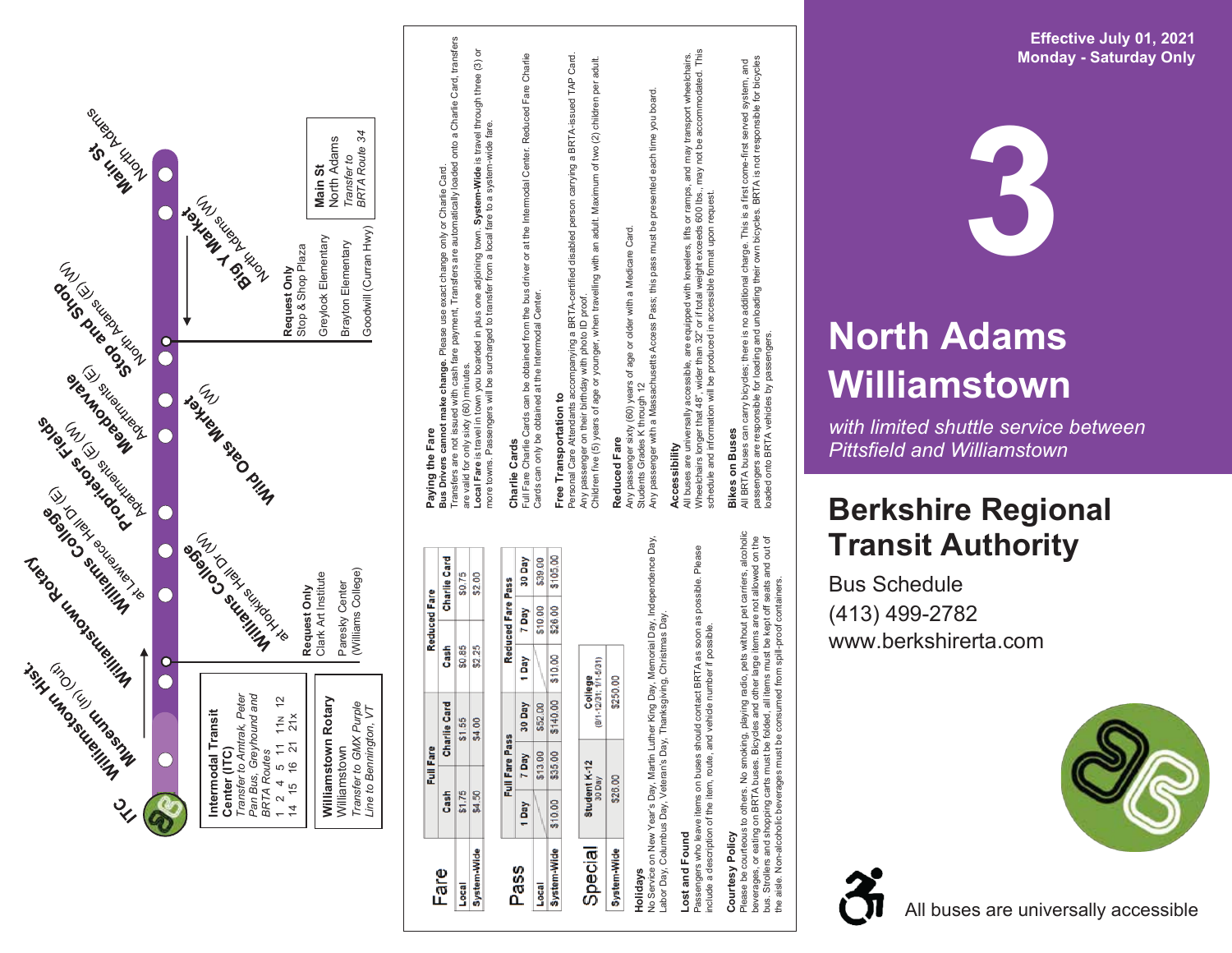Effective July 01, 2021
Monday - Saturday Only

# 3

# North Adams Williamstown

*with limited shuttle service between Pittsfield and Williamstown*

## Berkshire Regional Transit Authority

Bus Schedule
(413) 499-2782
www.berkshirerta.com

All buses are universally accessible

---

**Route stops:**

- ITC
- Williamstown Hist. Museum (In) (Out)
- Williamstown Rotary
- Williams College at Lawrence Hall Dr (E)
- Williams College at Hopkins Hall Dr (W)
- Proprietors Fields Apartments (E) (W)
- Meadowvale Apartments (E)
- Wild Oats Market (W)
- Stop and Shop North Adams (E) (W)
- Big Y Market North Adams (W)
- Main St North Adams

**Intermodal Transit Center (ITC)**
*Transfer to Amtrak, Peter Pan Bus, Greyhound and BRTA Routes*
1 2 4 5 11 11N 12
14 15 16 21 21x

**Williamstown Rotary**
Williamstown
*Transfer to GMX Purple Line to Bennington, VT*

**Request Only**
Clark Art Institute
Paresky Center (Williams College)

**Request Only**
Stop & Shop Plaza
Greylock Elementary
Brayton Elementary
Goodwill (Curran Hwy)

**Main St**
North Adams
*Transfer to BRTA Route 34*

---

## Fare

| | Full Fare | | Reduced Fare | |
|---|---|---|---|---|
| | Cash | Charlie Card | Cash | Charlie Card |
| Local | $1.75 | $1.55 | $0.85 | $0.75 |
| System-Wide | $4.50 | $4.00 | $2.25 | $2.00 |

## Pass

| | Full Fare Pass | | | Reduced Fare Pass | | |
|---|---|---|---|---|---|---|
| | 1 Day | 7 Day | 30 Day | 1 Day | 7 Day | 30 Day |
| Local | | $13.00 | $52.00 | | $10.00 | $39.00 |
| System-Wide | $10.00 | $35.00 | $140.00 | $10.00 | $26.00 | $105.00 |

## Special

| | Student K-12 30 Day | College (8/1-12/31; 1/1-5/31) |
|---|---|---|
| System-Wide | $26.00 | $250.00 |

**Holidays**
No Service on New Year's Day, Martin Luther King Day, Memorial Day, Independence Day, Labor Day, Columbus Day, Veteran's Day, Thanksgiving, Christmas Day.

**Lost and Found**
Passengers who leave items on buses should contact BRTA as soon as possible. Please include a description of the item, route, and vehicle number if possible.

**Courtesy Policy**
Please be courteous to others. No smoking, playing radio, pets without pet carriers, alcoholic beverages, or eating on BRTA buses. Bicycles and other large items are not allowed on the bus. Strollers and shopping carts must be folded, all items must be kept off seats and out of the aisle. Non-alcoholic beverages must be consumed from spill-proof containers.

**Paying the Fare**
**Bus Drivers cannot make change.** Please use exact change only or Charlie Card.
Transfers are not issued with cash fare payment. Transfers are automatically loaded onto a Charlie Card, transfers are valid for only sixty (60) minutes.
**Local Fare** is travel in town you boarded in plus one adjoining town. **System-Wide** is travel through three (3) or more towns. Passengers will be surcharged to transfer from a local fare to a system-wide fare.

**Charlie Cards**
Full Fare Charlie Cards can be obtained from the bus driver or at the Intermodal Center. Reduced Fare Charlie Cards can only be obtained at the Intermodal Center.

**Free Transportation to**
Personal Care Attendants accompanying a BRTA-certified disabled person carrying a BRTA-issued TAP Card.
Any passenger on their birthday with photo ID proof.
Children five (5) years of age or younger, when travelling with an adult. Maximum of two (2) children per adult.

**Reduced Fare**
Any passenger sixty (60) years of age or older with a Medicare Card.
Students Grades K through 12
Any passenger with a Massachusetts Access Pass; this pass must be presented each time you board.

**Accessibility**
All buses are universally accessible, are equipped with kneelers, lifts or ramps, and may transport wheelchairs. Wheelchairs longer that 48", wider than 32" or if total weight exceeds 600 lbs., may not be accommodated. This schedule and information will be produced in accessible format upon request.

**Bikes on Buses**
All BRTA buses can carry bicycles; there is no additional charge. This is a first come-first served system, and passengers are responsible for loading and unloading their own bicycles. BRTA is not responsible for bicycles loaded onto BRTA vehicles by passengers.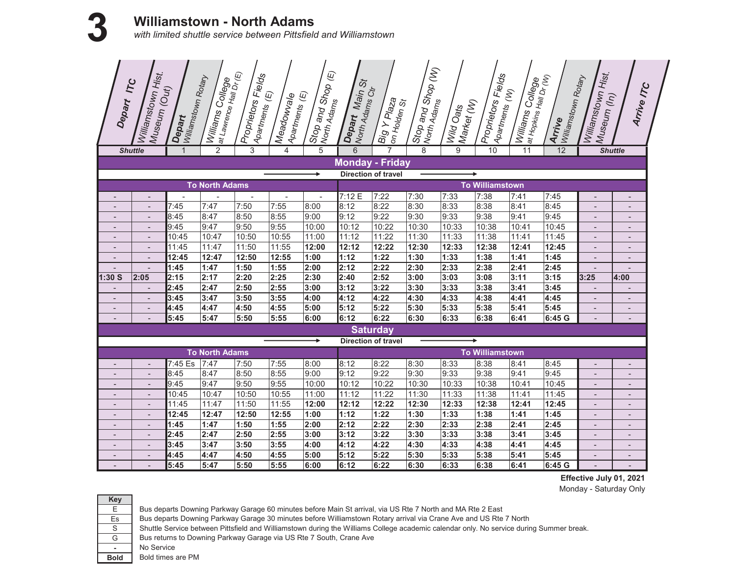# 3 Williamstown - North Adams

*with limited shuttle service between Pittsfield and Williamstown*

| Depart ITC | Williamstown Hist. Museum (Out) | Depart Williamstown Rotary | Williams College at Lawrence Hall Dr (E) | Proprietors Fields Apartments (E) | Meadowvale Apartments (E) | Stop and Shop (E) North Adams | Depart Main St North Adams Ctr | Big Y Plaza on Holden St | Stop and Shop (W) North Adams | Wild Oats Market (W) | Proprietors Fields Apartments (W) | Williams College at Hopkins Hall Dr (W) | Arrive Williamstown Rotary | Williamstown Hist. Museum (In) | Arrive ITC |
|---|---|---|---|---|---|---|---|---|---|---|---|---|---|---|---|
| Shuttle | | 1 | 2 | 3 | 4 | 5 | 6 | 7 | 8 | 9 | 10 | 11 | 12 | Shuttle | |
| **Monday - Friday** | | | | | | | | | | | | | | | |
| Direction of travel | | | | | | | | | | | | | | | |
| | | To North Adams | | | | | To Williamstown | | | | | | | | |
| - | - | - | - | - | - | - | 7:12 E | 7:22 | 7:30 | 7:33 | 7:38 | 7:41 | 7:45 | - | - |
| - | - | 7:45 | 7:47 | 7:50 | 7:55 | 8:00 | 8:12 | 8:22 | 8:30 | 8:33 | 8:38 | 8:41 | 8:45 | - | - |
| - | - | 8:45 | 8:47 | 8:50 | 8:55 | 9:00 | 9:12 | 9:22 | 9:30 | 9:33 | 9:38 | 9:41 | 9:45 | - | - |
| - | - | 9:45 | 9:47 | 9:50 | 9:55 | 10:00 | 10:12 | 10:22 | 10:30 | 10:33 | 10:38 | 10:41 | 10:45 | - | - |
| - | - | 10:45 | 10:47 | 10:50 | 10:55 | 11:00 | 11:12 | 11:22 | 11:30 | 11:33 | 11:38 | 11:41 | 11:45 | - | - |
| - | - | 11:45 | 11:47 | 11:50 | 11:55 | **12:00** | **12:12** | **12:22** | **12:30** | **12:33** | **12:38** | **12:41** | **12:45** | - | - |
| - | - | **12:45** | **12:47** | **12:50** | **12:55** | **1:00** | **1:12** | **1:22** | **1:30** | **1:33** | **1:38** | **1:41** | **1:45** | - | - |
| - | - | **1:45** | **1:47** | **1:50** | **1:55** | **2:00** | **2:12** | **2:22** | **2:30** | **2:33** | **2:38** | **2:41** | **2:45** | - | - |
| **1:30 S** | **2:05** | **2:15** | **2:17** | **2:20** | **2:25** | **2:30** | **2:40** | **2:52** | **3:00** | **3:03** | **3:08** | **3:11** | **3:15** | **3:25** | **4:00** |
| - | - | **2:45** | **2:47** | **2:50** | **2:55** | **3:00** | **3:12** | **3:22** | **3:30** | **3:33** | **3:38** | **3:41** | **3:45** | - | - |
| - | - | **3:45** | **3:47** | **3:50** | **3:55** | **4:00** | **4:12** | **4:22** | **4:30** | **4:33** | **4:38** | **4:41** | **4:45** | - | - |
| - | - | **4:45** | **4:47** | **4:50** | **4:55** | **5:00** | **5:12** | **5:22** | **5:30** | **5:33** | **5:38** | **5:41** | **5:45** | - | - |
| - | - | **5:45** | **5:47** | **5:50** | **5:55** | **6:00** | **6:12** | **6:22** | **6:30** | **6:33** | **6:38** | **6:41** | **6:45 G** | - | - |
| **Saturday** | | | | | | | | | | | | | | | |
| Direction of travel | | | | | | | | | | | | | | | |
| | | To North Adams | | | | | To Williamstown | | | | | | | | |
| - | - | 7:45 Es | 7:47 | 7:50 | 7:55 | 8:00 | 8:12 | 8:22 | 8:30 | 8:33 | 8:38 | 8:41 | 8:45 | - | - |
| - | - | 8:45 | 8:47 | 8:50 | 8:55 | 9:00 | 9:12 | 9:22 | 9:30 | 9:33 | 9:38 | 9:41 | 9:45 | - | - |
| - | - | 9:45 | 9:47 | 9:50 | 9:55 | 10:00 | 10:12 | 10:22 | 10:30 | 10:33 | 10:38 | 10:41 | 10:45 | - | - |
| - | - | 10:45 | 10:47 | 10:50 | 10:55 | 11:00 | 11:12 | 11:22 | 11:30 | 11:33 | 11:38 | 11:41 | 11:45 | - | - |
| - | - | 11:45 | 11:47 | 11:50 | 11:55 | **12:00** | **12:12** | **12:22** | **12:30** | **12:33** | **12:38** | **12:41** | **12:45** | - | - |
| - | - | **12:45** | **12:47** | **12:50** | **12:55** | **1:00** | **1:12** | **1:22** | **1:30** | **1:33** | **1:38** | **1:41** | **1:45** | - | - |
| - | - | **1:45** | **1:47** | **1:50** | **1:55** | **2:00** | **2:12** | **2:22** | **2:30** | **2:33** | **2:38** | **2:41** | **2:45** | - | - |
| - | - | **2:45** | **2:47** | **2:50** | **2:55** | **3:00** | **3:12** | **3:22** | **3:30** | **3:33** | **3:38** | **3:41** | **3:45** | - | - |
| - | - | **3:45** | **3:47** | **3:50** | **3:55** | **4:00** | **4:12** | **4:22** | **4:30** | **4:33** | **4:38** | **4:41** | **4:45** | - | - |
| - | - | **4:45** | **4:47** | **4:50** | **4:55** | **5:00** | **5:12** | **5:22** | **5:30** | **5:33** | **5:38** | **5:41** | **5:45** | - | - |
| - | - | **5:45** | **5:47** | **5:50** | **5:55** | **6:00** | **6:12** | **6:22** | **6:30** | **6:33** | **6:38** | **6:41** | **6:45 G** | - | - |

**Effective July 01, 2021**

Monday - Saturday Only

| Key | |
|---|---|
| E | Bus departs Downing Parkway Garage 60 minutes before Main St arrival, via US Rte 7 North and MA Rte 2 East |
| Es | Bus departs Downing Parkway Garage 30 minutes before Williamstown Rotary arrival via Crane Ave and US Rte 7 North |
| S | Shuttle Service between Pittsfield and Williamstown during the Williams College academic calendar only. No service during Summer break. |
| G | Bus returns to Downing Parkway Garage via US Rte 7 South, Crane Ave |
| - | No Service |
| **Bold** | Bold times are PM |